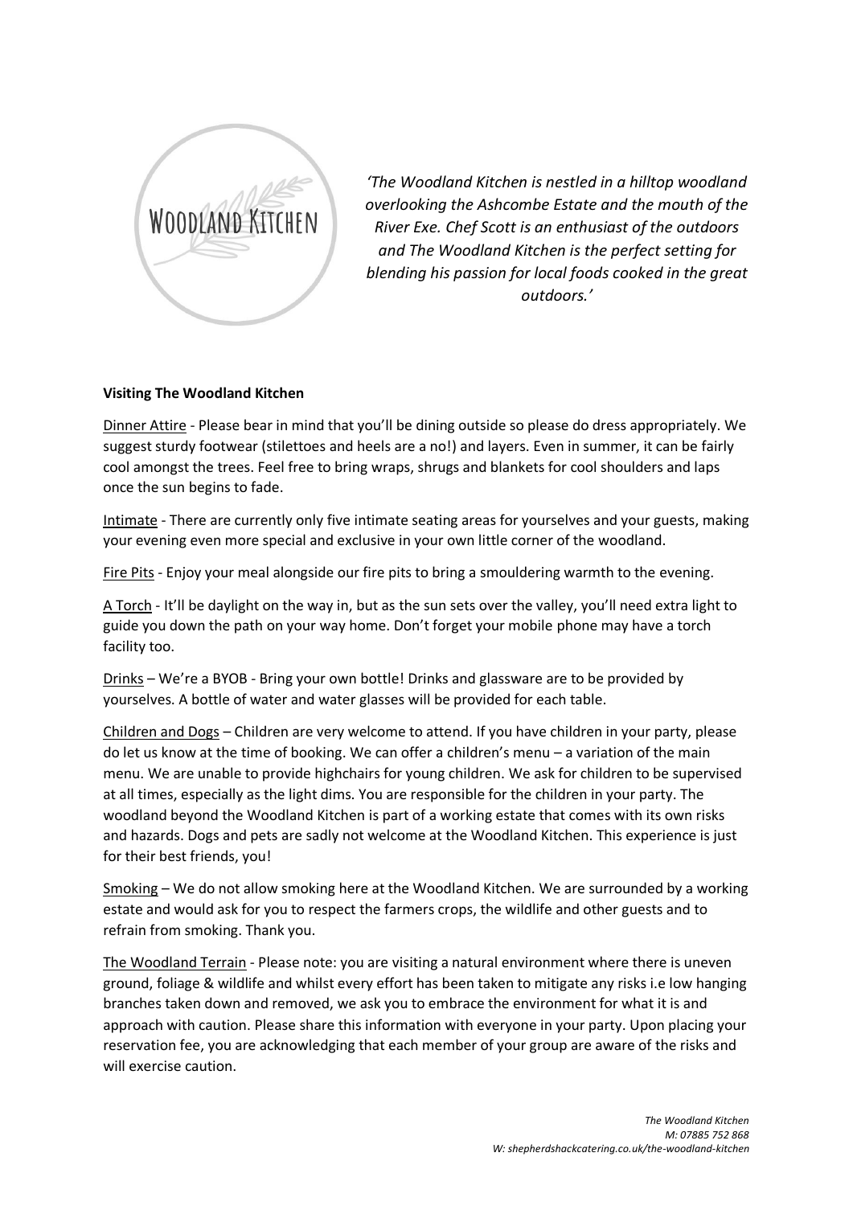WOODLAND KITCHEN

*'The Woodland Kitchen is nestled in a hilltop woodland overlooking the Ashcombe Estate and the mouth of the River Exe. Chef Scott is an enthusiast of the outdoors and The Woodland Kitchen is the perfect setting for blending his passion for local foods cooked in the great outdoors.'*

**Visiting The Woodland Kitchen**

<u>Dinner Attire</u> - Please bear in mind that you'll be dining outside so please do dress appropriately. We suggest sturdy footwear (stilettoes and heels are a no!) and layers. Even in summer, it can be fairly cool amongst the trees. Feel free to bring wraps, shrugs and blankets for cool shoulders and laps once the sun begins to fade.

<u>Intimate</u> - There are currently only five intimate seating areas for yourselves and your guests, making your evening even more special and exclusive in your own little corner of the woodland.

<u>Fire Pits</u> - Enjoy your meal alongside our fire pits to bring a smouldering warmth to the evening.

<u>A Torch</u> - It'll be daylight on the way in, but as the sun sets over the valley, you'll need extra light to guide you down the path on your way home. Don't forget your mobile phone may have a torch facility too.

<u>Drinks</u> – We're a BYOB - Bring your own bottle! Drinks and glassware are to be provided by yourselves. A bottle of water and water glasses will be provided for each table.

<u>Children and Dogs</u> – Children are very welcome to attend. If you have children in your party, please do let us know at the time of booking. We can offer a children's menu – a variation of the main menu. We are unable to provide highchairs for young children. We ask for children to be supervised at all times, especially as the light dims. You are responsible for the children in your party. The woodland beyond the Woodland Kitchen is part of a working estate that comes with its own risks and hazards. Dogs and pets are sadly not welcome at the Woodland Kitchen. This experience is just for their best friends, you!

<u>Smoking</u> – We do not allow smoking here at the Woodland Kitchen. We are surrounded by a working estate and would ask for you to respect the farmers crops, the wildlife and other guests and to refrain from smoking. Thank you.

<u>The Woodland Terrain</u> - Please note: you are visiting a natural environment where there is uneven ground, foliage & wildlife and whilst every effort has been taken to mitigate any risks i.e low hanging branches taken down and removed, we ask you to embrace the environment for what it is and approach with caution. Please share this information with everyone in your party. Upon placing your reservation fee, you are acknowledging that each member of your group are aware of the risks and will exercise caution.

*The Woodland Kitchen*
*M: 07885 752 868*
*W: shepherdshackcatering.co.uk/the-woodland-kitchen*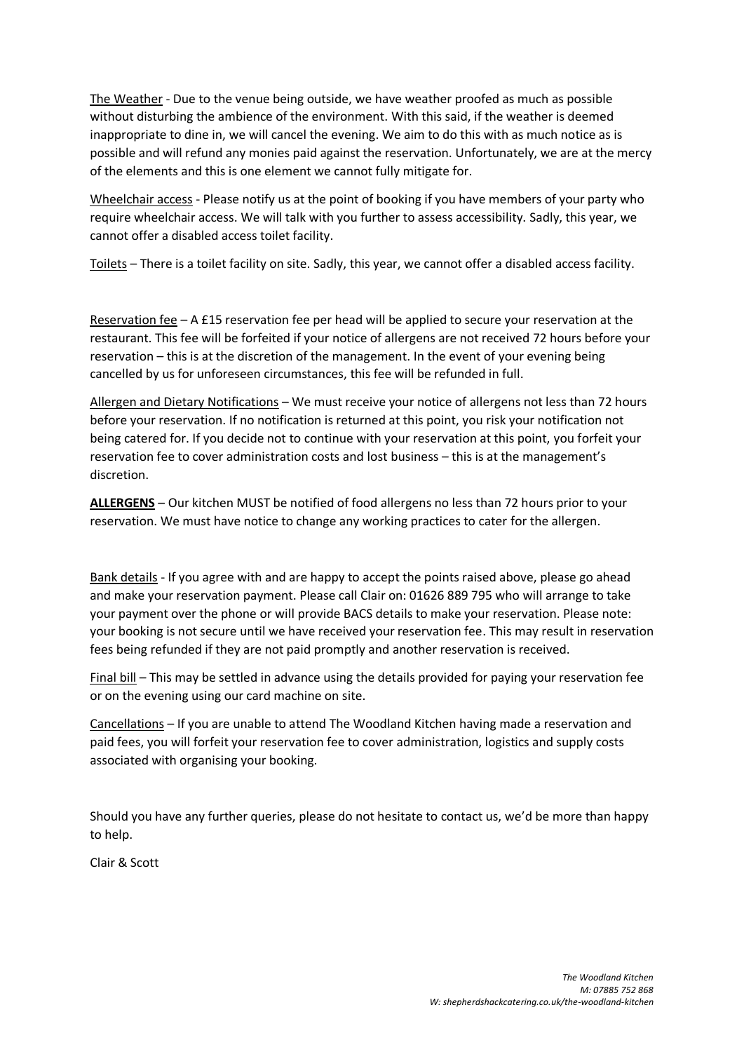The Weather - Due to the venue being outside, we have weather proofed as much as possible without disturbing the ambience of the environment. With this said, if the weather is deemed inappropriate to dine in, we will cancel the evening. We aim to do this with as much notice as is possible and will refund any monies paid against the reservation. Unfortunately, we are at the mercy of the elements and this is one element we cannot fully mitigate for.

Wheelchair access - Please notify us at the point of booking if you have members of your party who require wheelchair access. We will talk with you further to assess accessibility. Sadly, this year, we cannot offer a disabled access toilet facility.

Toilets – There is a toilet facility on site. Sadly, this year, we cannot offer a disabled access facility.

Reservation fee – A £15 reservation fee per head will be applied to secure your reservation at the restaurant. This fee will be forfeited if your notice of allergens are not received 72 hours before your reservation – this is at the discretion of the management. In the event of your evening being cancelled by us for unforeseen circumstances, this fee will be refunded in full.

Allergen and Dietary Notifications – We must receive your notice of allergens not less than 72 hours before your reservation. If no notification is returned at this point, you risk your notification not being catered for. If you decide not to continue with your reservation at this point, you forfeit your reservation fee to cover administration costs and lost business – this is at the management's discretion.

**ALLERGENS** – Our kitchen MUST be notified of food allergens no less than 72 hours prior to your reservation. We must have notice to change any working practices to cater for the allergen.

Bank details - If you agree with and are happy to accept the points raised above, please go ahead and make your reservation payment. Please call Clair on: 01626 889 795 who will arrange to take your payment over the phone or will provide BACS details to make your reservation. Please note: your booking is not secure until we have received your reservation fee. This may result in reservation fees being refunded if they are not paid promptly and another reservation is received.

Final bill – This may be settled in advance using the details provided for paying your reservation fee or on the evening using our card machine on site.

Cancellations – If you are unable to attend The Woodland Kitchen having made a reservation and paid fees, you will forfeit your reservation fee to cover administration, logistics and supply costs associated with organising your booking.

Should you have any further queries, please do not hesitate to contact us, we'd be more than happy to help.

Clair & Scott

*The Woodland Kitchen*
*M: 07885 752 868*
*W: shepherdshackcatering.co.uk/the-woodland-kitchen*